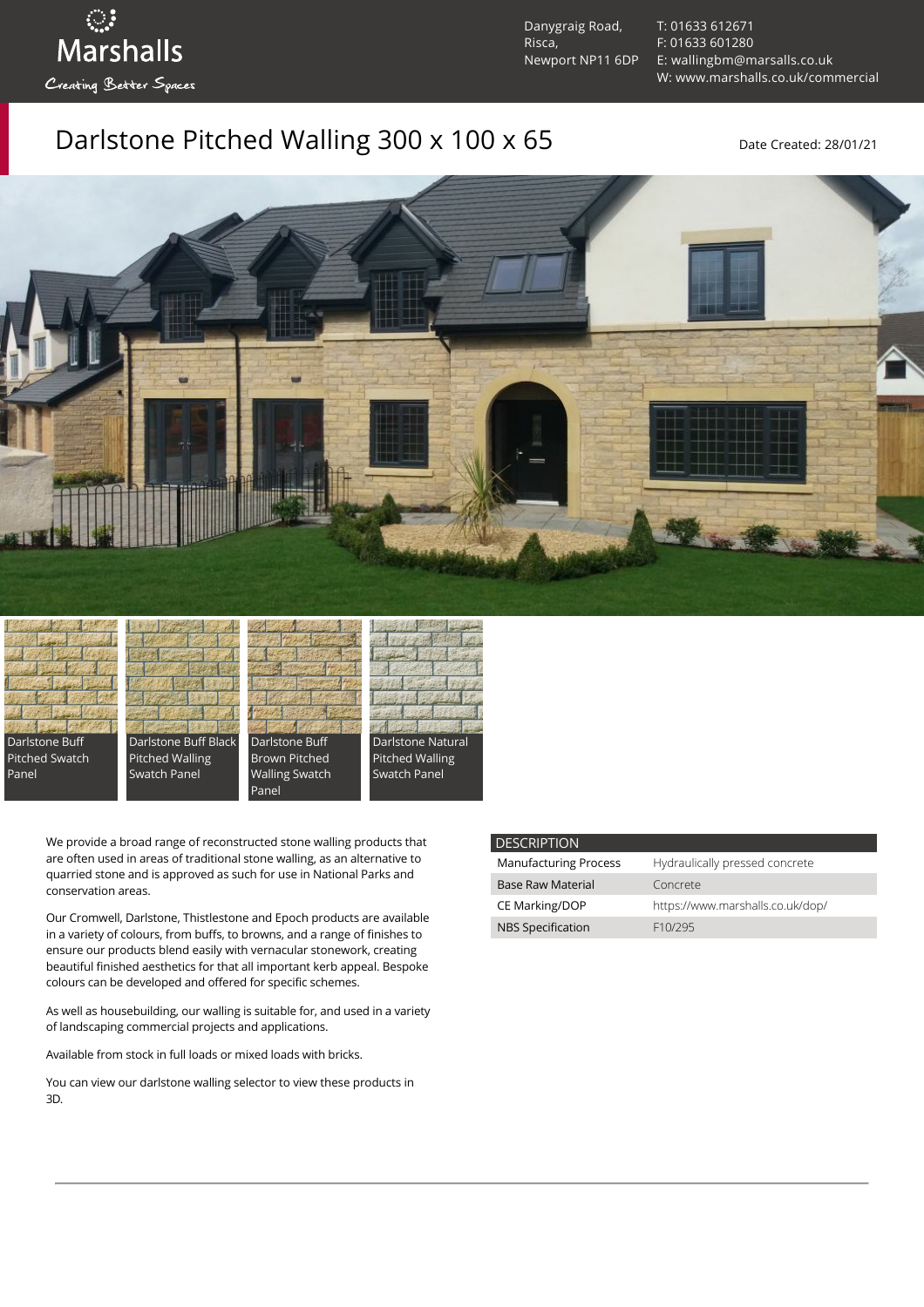Marshalls

Creating Better Spaces

Danygraig Road,
Risca,
Newport NP11 6DP

T: 01633 612671
F: 01633 601280
E: wallingbm@marsalls.co.uk
W: www.marshalls.co.uk/commercial

# Darlstone Pitched Walling 300 x 100 x 65

Date Created: 28/01/21

Darlstone Buff Pitched Swatch Panel

Darlstone Buff Black Pitched Walling Swatch Panel

Darlstone Buff Brown Pitched Walling Swatch Panel

Darlstone Natural Pitched Walling Swatch Panel

We provide a broad range of reconstructed stone walling products that are often used in areas of traditional stone walling, as an alternative to quarried stone and is approved as such for use in National Parks and conservation areas.

Our Cromwell, Darlstone, Thistlestone and Epoch products are available in a variety of colours, from buffs, to browns, and a range of finishes to ensure our products blend easily with vernacular stonework, creating beautiful finished aesthetics for that all important kerb appeal. Bespoke colours can be developed and offered for specific schemes.

As well as housebuilding, our walling is suitable for, and used in a variety of landscaping commercial projects and applications.

Available from stock in full loads or mixed loads with bricks.

You can view our darlstone walling selector to view these products in 3D.

| DESCRIPTION | |
|---|---|
| Manufacturing Process | Hydraulically pressed concrete |
| Base Raw Material | Concrete |
| CE Marking/DOP | https://www.marshalls.co.uk/dop/ |
| NBS Specification | F10/295 |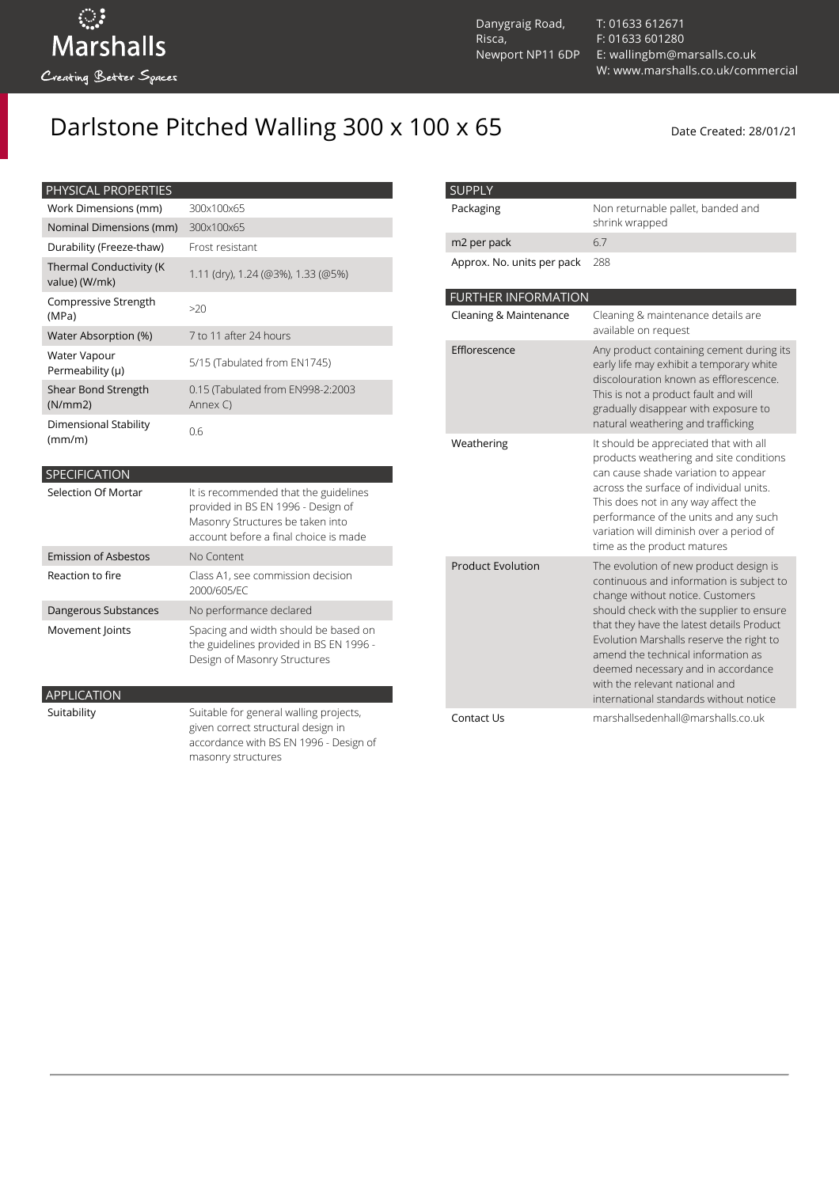Marshalls
Creating Better Spaces

Danygraig Road,
Risca,
Newport NP11 6DP

T: 01633 612671
F: 01633 601280
E: wallingbm@marsalls.co.uk
W: www.marshalls.co.uk/commercial

# Darlstone Pitched Walling 300 x 100 x 65

Date Created: 28/01/21

| PHYSICAL PROPERTIES | |
|---|---|
| Work Dimensions (mm) | 300x100x65 |
| Nominal Dimensions (mm) | 300x100x65 |
| Durability (Freeze-thaw) | Frost resistant |
| Thermal Conductivity (K value) (W/mk) | 1.11 (dry), 1.24 (@3%), 1.33 (@5%) |
| Compressive Strength (MPa) | >20 |
| Water Absorption (%) | 7 to 11 after 24 hours |
| Water Vapour Permeability (μ) | 5/15 (Tabulated from EN1745) |
| Shear Bond Strength (N/mm2) | 0.15 (Tabulated from EN998-2:2003 Annex C) |
| Dimensional Stability (mm/m) | 0.6 |

| SPECIFICATION | |
|---|---|
| Selection Of Mortar | It is recommended that the guidelines provided in BS EN 1996 - Design of Masonry Structures be taken into account before a final choice is made |
| Emission of Asbestos | No Content |
| Reaction to fire | Class A1, see commission decision 2000/605/EC |
| Dangerous Substances | No performance declared |
| Movement Joints | Spacing and width should be based on the guidelines provided in BS EN 1996 - Design of Masonry Structures |

| APPLICATION | |
|---|---|
| Suitability | Suitable for general walling projects, given correct structural design in accordance with BS EN 1996 - Design of masonry structures |

| SUPPLY | |
|---|---|
| Packaging | Non returnable pallet, banded and shrink wrapped |
| m2 per pack | 6.7 |
| Approx. No. units per pack | 288 |

| FURTHER INFORMATION | |
|---|---|
| Cleaning & Maintenance | Cleaning & maintenance details are available on request |
| Efflorescence | Any product containing cement during its early life may exhibit a temporary white discolouration known as efflorescence. This is not a product fault and will gradually disappear with exposure to natural weathering and trafficking |
| Weathering | It should be appreciated that with all products weathering and site conditions can cause shade variation to appear across the surface of individual units. This does not in any way affect the performance of the units and any such variation will diminish over a period of time as the product matures |
| Product Evolution | The evolution of new product design is continuous and information is subject to change without notice. Customers should check with the supplier to ensure that they have the latest details Product Evolution Marshalls reserve the right to amend the technical information as deemed necessary and in accordance with the relevant national and international standards without notice |
| Contact Us | marshallsedenhall@marshalls.co.uk |